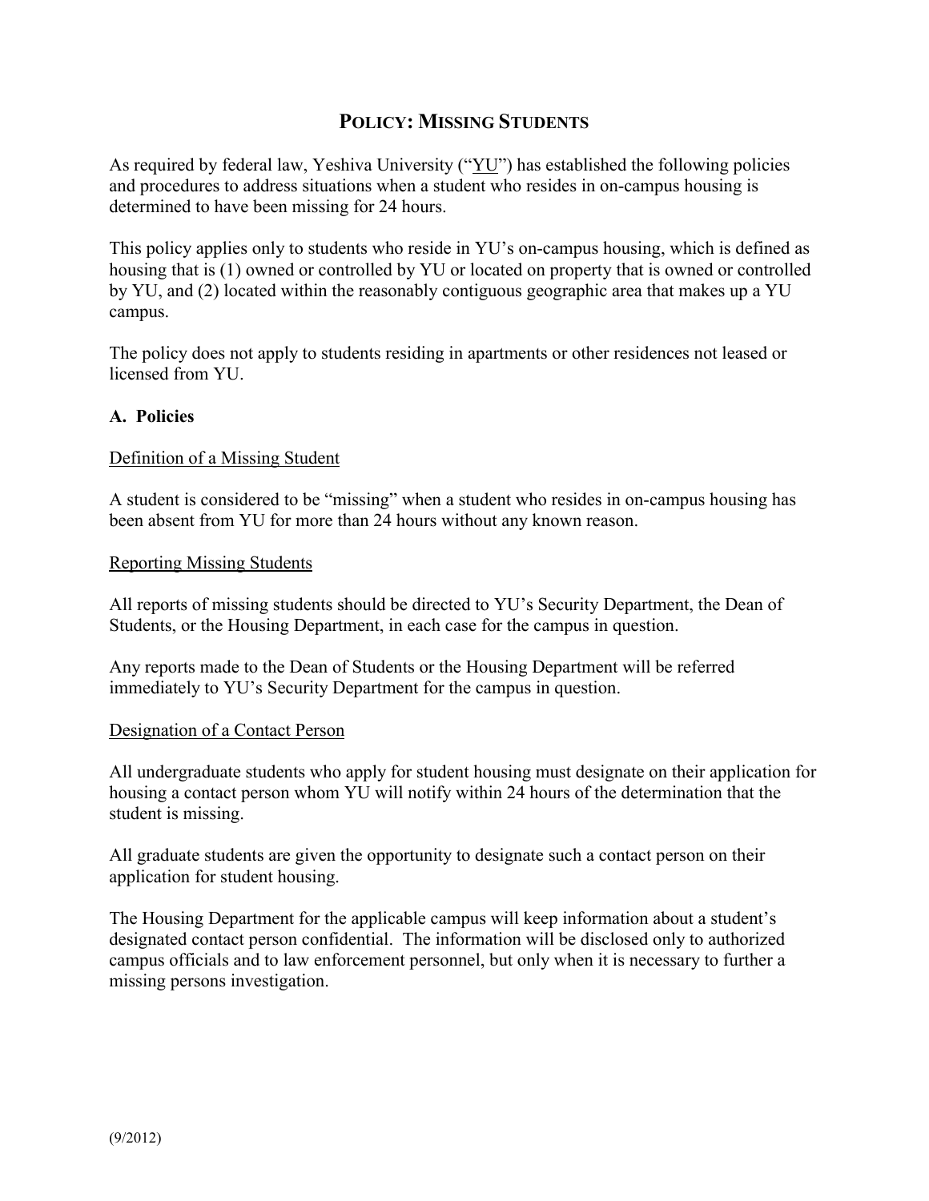# POLICY: MISSING STUDENTS

As required by federal law, Yeshiva University ("YU") has established the following policies and procedures to address situations when a student who resides in on-campus housing is determined to have been missing for 24 hours.

This policy applies only to students who reside in YU's on-campus housing, which is defined as housing that is (1) owned or controlled by YU or located on property that is owned or controlled by YU, and (2) located within the reasonably contiguous geographic area that makes up a YU campus.

The policy does not apply to students residing in apartments or other residences not leased or licensed from YU.

## A. Policies

### Definition of a Missing Student

A student is considered to be "missing" when a student who resides in on-campus housing has been absent from YU for more than 24 hours without any known reason.

### Reporting Missing Students

All reports of missing students should be directed to YU's Security Department, the Dean of Students, or the Housing Department, in each case for the campus in question.

Any reports made to the Dean of Students or the Housing Department will be referred immediately to YU's Security Department for the campus in question.

### Designation of a Contact Person

All undergraduate students who apply for student housing must designate on their application for housing a contact person whom YU will notify within 24 hours of the determination that the student is missing.

All graduate students are given the opportunity to designate such a contact person on their application for student housing.

The Housing Department for the applicable campus will keep information about a student's designated contact person confidential. The information will be disclosed only to authorized campus officials and to law enforcement personnel, but only when it is necessary to further a missing persons investigation.

(9/2012)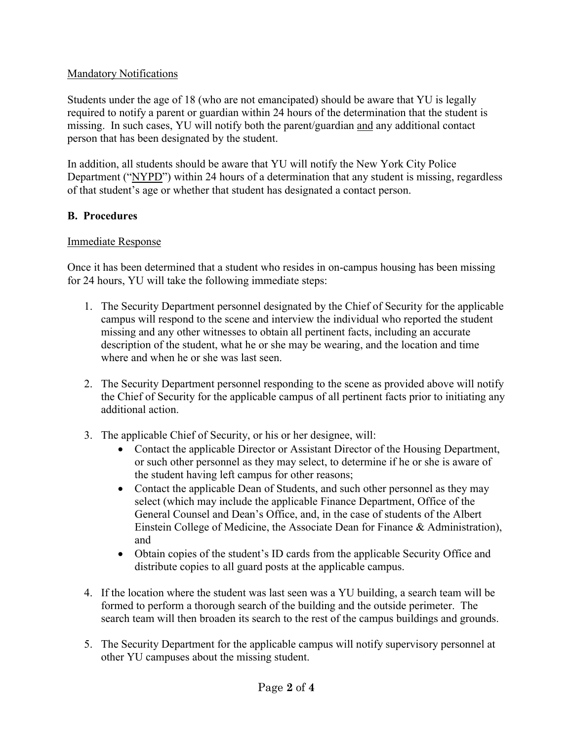Mandatory Notifications

Students under the age of 18 (who are not emancipated) should be aware that YU is legally required to notify a parent or guardian within 24 hours of the determination that the student is missing. In such cases, YU will notify both the parent/guardian and any additional contact person that has been designated by the student.

In addition, all students should be aware that YU will notify the New York City Police Department ("NYPD") within 24 hours of a determination that any student is missing, regardless of that student's age or whether that student has designated a contact person.

**B. Procedures**

Immediate Response

Once it has been determined that a student who resides in on-campus housing has been missing for 24 hours, YU will take the following immediate steps:

1. The Security Department personnel designated by the Chief of Security for the applicable campus will respond to the scene and interview the individual who reported the student missing and any other witnesses to obtain all pertinent facts, including an accurate description of the student, what he or she may be wearing, and the location and time where and when he or she was last seen.

2. The Security Department personnel responding to the scene as provided above will notify the Chief of Security for the applicable campus of all pertinent facts prior to initiating any additional action.

3. The applicable Chief of Security, or his or her designee, will:
   - Contact the applicable Director or Assistant Director of the Housing Department, or such other personnel as they may select, to determine if he or she is aware of the student having left campus for other reasons;
   - Contact the applicable Dean of Students, and such other personnel as they may select (which may include the applicable Finance Department, Office of the General Counsel and Dean's Office, and, in the case of students of the Albert Einstein College of Medicine, the Associate Dean for Finance & Administration), and
   - Obtain copies of the student's ID cards from the applicable Security Office and distribute copies to all guard posts at the applicable campus.

4. If the location where the student was last seen was a YU building, a search team will be formed to perform a thorough search of the building and the outside perimeter. The search team will then broaden its search to the rest of the campus buildings and grounds.

5. The Security Department for the applicable campus will notify supervisory personnel at other YU campuses about the missing student.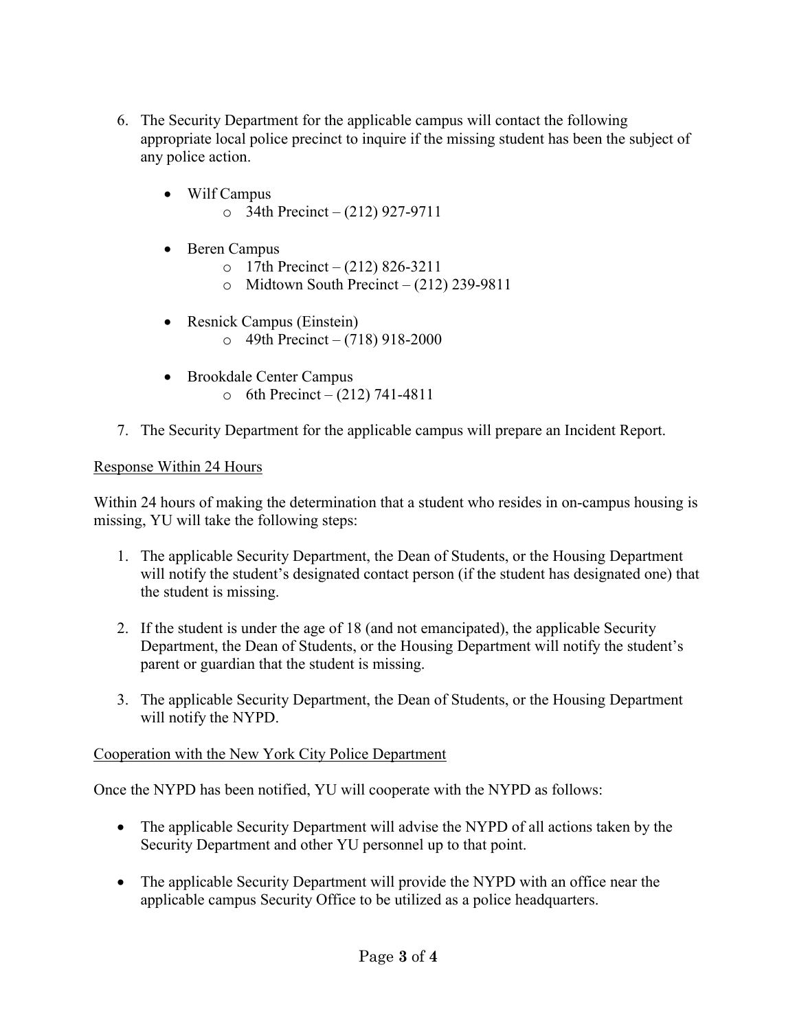6. The Security Department for the applicable campus will contact the following appropriate local police precinct to inquire if the missing student has been the subject of any police action.

    - Wilf Campus
        - 34th Precinct – (212) 927-9711

    - Beren Campus
        - 17th Precinct – (212) 826-3211
        - Midtown South Precinct – (212) 239-9811

    - Resnick Campus (Einstein)
        - 49th Precinct – (718) 918-2000

    - Brookdale Center Campus
        - 6th Precinct – (212) 741-4811

7. The Security Department for the applicable campus will prepare an Incident Report.

<u>Response Within 24 Hours</u>

Within 24 hours of making the determination that a student who resides in on-campus housing is missing, YU will take the following steps:

1. The applicable Security Department, the Dean of Students, or the Housing Department will notify the student's designated contact person (if the student has designated one) that the student is missing.

2. If the student is under the age of 18 (and not emancipated), the applicable Security Department, the Dean of Students, or the Housing Department will notify the student's parent or guardian that the student is missing.

3. The applicable Security Department, the Dean of Students, or the Housing Department will notify the NYPD.

<u>Cooperation with the New York City Police Department</u>

Once the NYPD has been notified, YU will cooperate with the NYPD as follows:

- The applicable Security Department will advise the NYPD of all actions taken by the Security Department and other YU personnel up to that point.

- The applicable Security Department will provide the NYPD with an office near the applicable campus Security Office to be utilized as a police headquarters.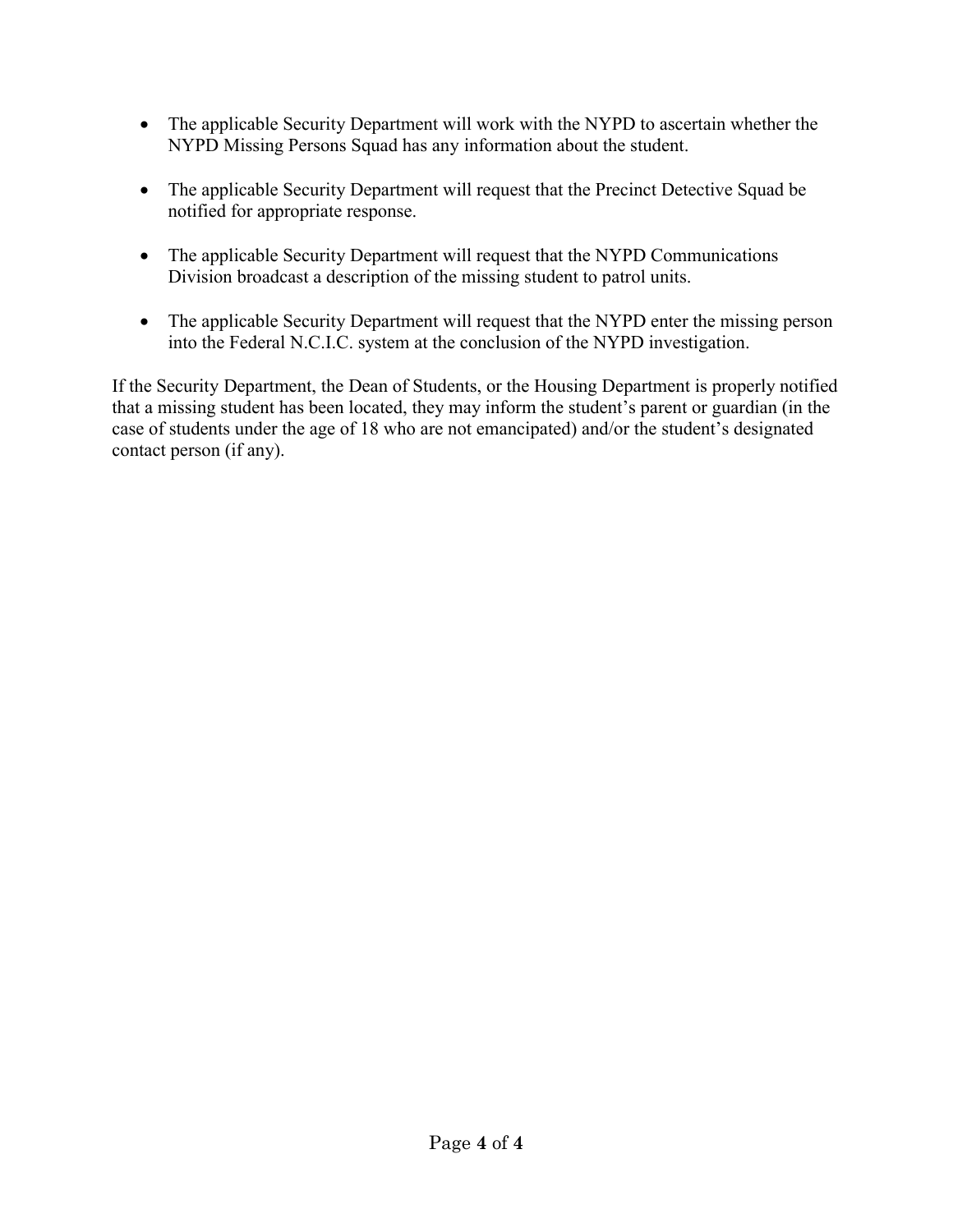- The applicable Security Department will work with the NYPD to ascertain whether the NYPD Missing Persons Squad has any information about the student.

- The applicable Security Department will request that the Precinct Detective Squad be notified for appropriate response.

- The applicable Security Department will request that the NYPD Communications Division broadcast a description of the missing student to patrol units.

- The applicable Security Department will request that the NYPD enter the missing person into the Federal N.C.I.C. system at the conclusion of the NYPD investigation.

If the Security Department, the Dean of Students, or the Housing Department is properly notified that a missing student has been located, they may inform the student's parent or guardian (in the case of students under the age of 18 who are not emancipated) and/or the student's designated contact person (if any).